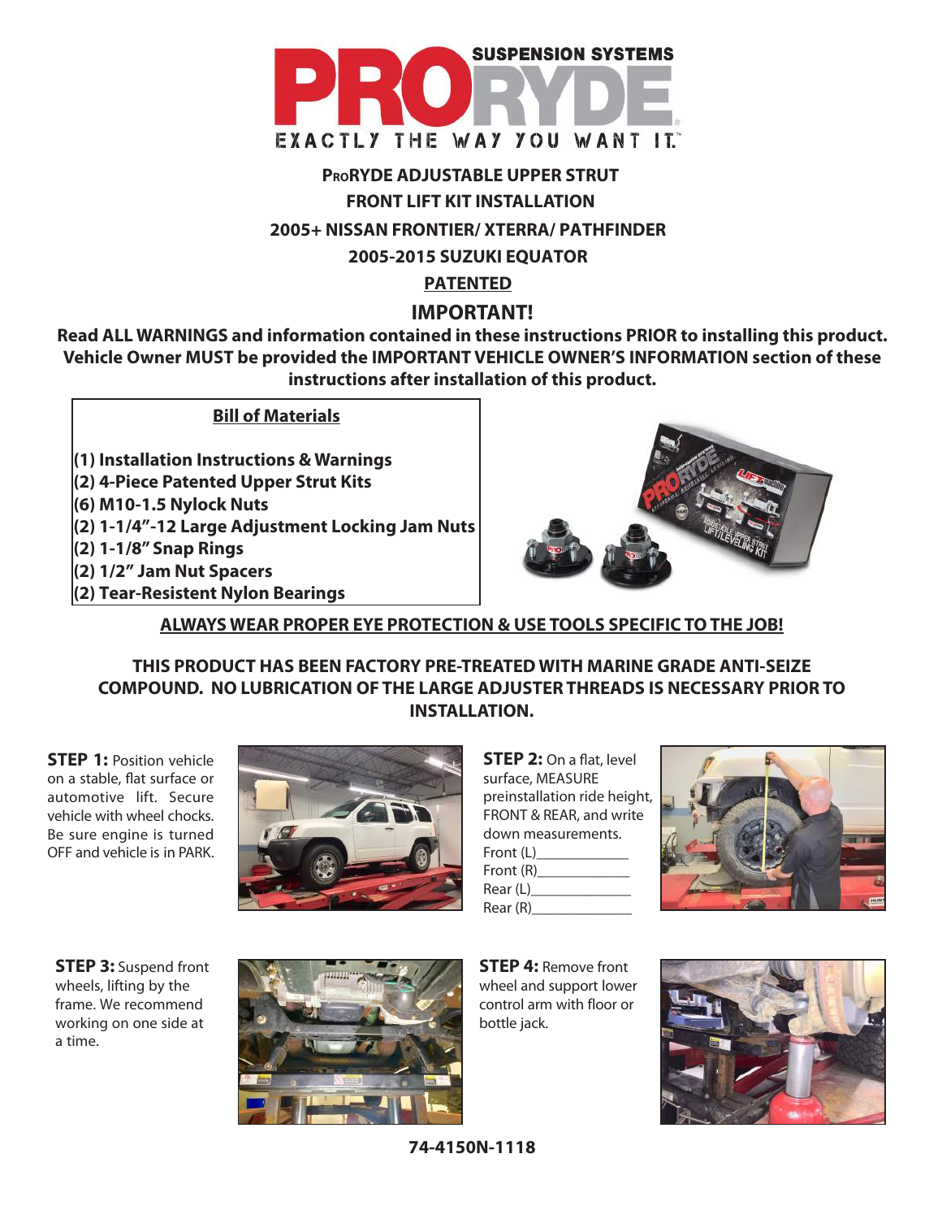# PRORYDE ADJUSTABLE UPPER STRUT FRONT LIFT KIT INSTALLATION

## 2005+ NISSAN FRONTIER/ XTERRA/ PATHFINDER

## 2005-2015 SUZUKI EQUATOR

**PATENTED**

## IMPORTANT!

**Read ALL WARNINGS and information contained in these instructions PRIOR to installing this product. Vehicle Owner MUST be provided the IMPORTANT VEHICLE OWNER'S INFORMATION section of these instructions after installation of this product.**

### Bill of Materials

- **(1) Installation Instructions & Warnings**
- **(2) 4-Piece Patented Upper Strut Kits**
- **(6) M10-1.5 Nylock Nuts**
- **(2) 1-1/4"-12 Large Adjustment Locking Jam Nuts**
- **(2) 1-1/8" Snap Rings**
- **(2) 1/2" Jam Nut Spacers**
- **(2) Tear-Resistent Nylon Bearings**

**ALWAYS WEAR PROPER EYE PROTECTION & USE TOOLS SPECIFIC TO THE JOB!**

**THIS PRODUCT HAS BEEN FACTORY PRE-TREATED WITH MARINE GRADE ANTI-SEIZE COMPOUND. NO LUBRICATION OF THE LARGE ADJUSTER THREADS IS NECESSARY PRIOR TO INSTALLATION.**

**STEP 1:** Position vehicle on a stable, flat surface or automotive lift. Secure vehicle with wheel chocks. Be sure engine is turned OFF and vehicle is in PARK.

**STEP 2:** On a flat, level surface, MEASURE preinstallation ride height, FRONT & REAR, and write down measurements.

Front (L)____________
Front (R)____________
Rear (L)_____________
Rear (R)_____________

**STEP 3:** Suspend front wheels, lifting by the frame. We recommend working on one side at a time.

**STEP 4:** Remove front wheel and support lower control arm with floor or bottle jack.

**74-4150N-1118**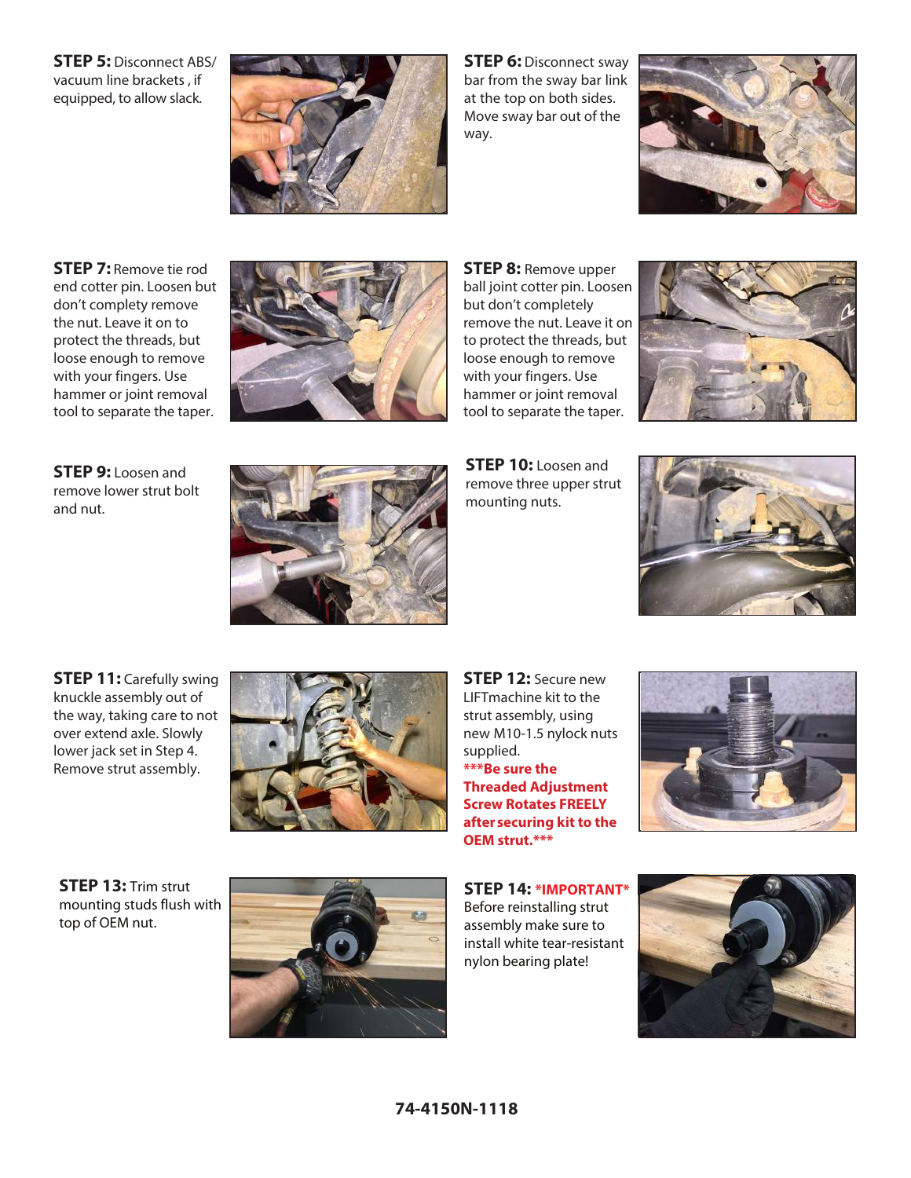**STEP 5:** Disconnect ABS/ vacuum line brackets , if equipped, to allow slack.

**STEP 6:** Disconnect sway bar from the sway bar link at the top on both sides. Move sway bar out of the way.

**STEP 7:** Remove tie rod end cotter pin. Loosen but don't complety remove the nut. Leave it on to protect the threads, but loose enough to remove with your fingers. Use hammer or joint removal tool to separate the taper.

**STEP 8:** Remove upper ball joint cotter pin. Loosen but don't completely remove the nut. Leave it on to protect the threads, but loose enough to remove with your fingers. Use hammer or joint removal tool to separate the taper.

**STEP 9:** Loosen and remove lower strut bolt and nut.

**STEP 10:** Loosen and remove three upper strut mounting nuts.

**STEP 11:** Carefully swing knuckle assembly out of the way, taking care to not over extend axle. Slowly lower jack set in Step 4. Remove strut assembly.

**STEP 12:** Secure new LIFTmachine kit to the strut assembly, using new M10-1.5 nylock nuts supplied.
**\*\*\*Be sure the Threaded Adjustment Screw Rotates FREELY after securing kit to the OEM strut.\*\*\***

**STEP 13:** Trim strut mounting studs flush with top of OEM nut.

**STEP 14:** **\*IMPORTANT\*** Before reinstalling strut assembly make sure to install white tear-resistant nylon bearing plate!

**74-4150N-1118**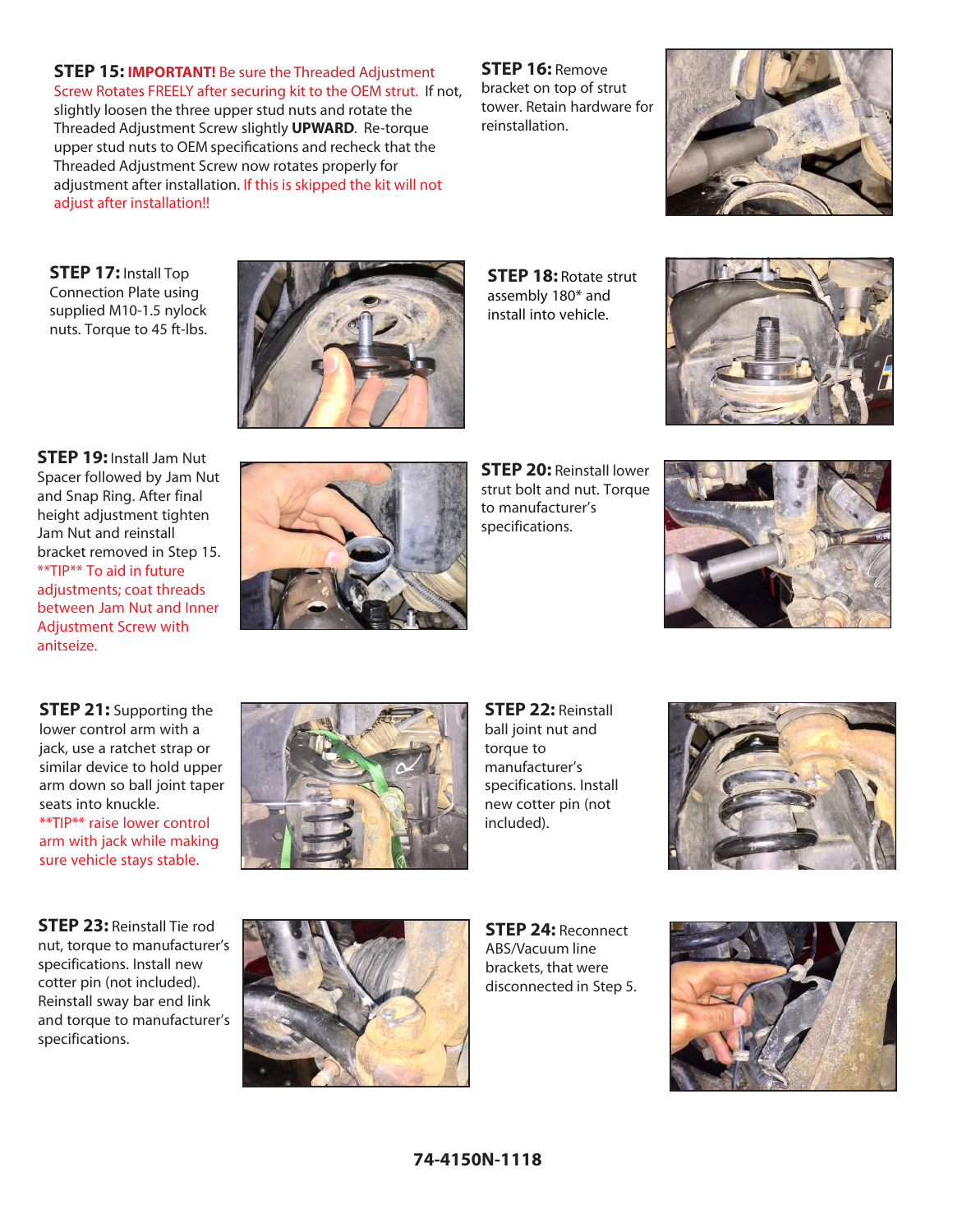**STEP 15:** **IMPORTANT!** Be sure the Threaded Adjustment Screw Rotates FREELY after securing kit to the OEM strut. If not, slightly loosen the three upper stud nuts and rotate the Threaded Adjustment Screw slightly **UPWARD**. Re-torque upper stud nuts to OEM specifications and recheck that the Threaded Adjustment Screw now rotates properly for adjustment after installation. If this is skipped the kit will not adjust after installation!!

**STEP 16:** Remove bracket on top of strut tower. Retain hardware for reinstallation.

**STEP 17:** Install Top Connection Plate using supplied M10-1.5 nylock nuts. Torque to 45 ft-lbs.

**STEP 18:** Rotate strut assembly 180* and install into vehicle.

**STEP 19:** Install Jam Nut Spacer followed by Jam Nut and Snap Ring. After final height adjustment tighten Jam Nut and reinstall bracket removed in Step 15. **TIP** To aid in future adjustments; coat threads between Jam Nut and Inner Adjustment Screw with anitseize.

**STEP 20:** Reinstall lower strut bolt and nut. Torque to manufacturer's specifications.

**STEP 21:** Supporting the lower control arm with a jack, use a ratchet strap or similar device to hold upper arm down so ball joint taper seats into knuckle. **TIP** raise lower control arm with jack while making sure vehicle stays stable.

**STEP 22:** Reinstall ball joint nut and torque to manufacturer's specifications. Install new cotter pin (not included).

**STEP 23:** Reinstall Tie rod nut, torque to manufacturer's specifications. Install new cotter pin (not included). Reinstall sway bar end link and torque to manufacturer's specifications.

**STEP 24:** Reconnect ABS/Vacuum line brackets, that were disconnected in Step 5.

**74-4150N-1118**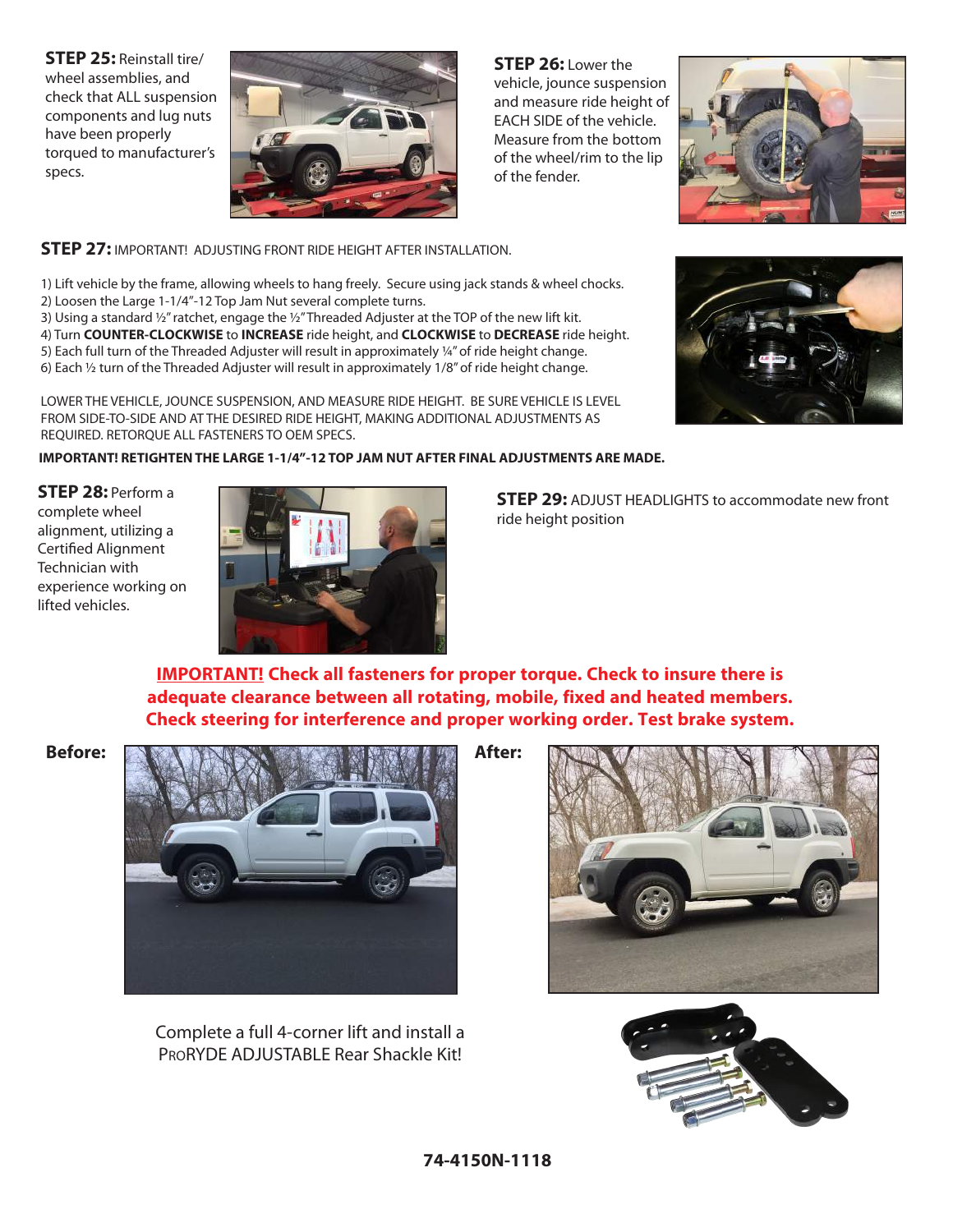**STEP 25:** Reinstall tire/wheel assemblies, and check that ALL suspension components and lug nuts have been properly torqued to manufacturer's specs.

**STEP 26:** Lower the vehicle, jounce suspension and measure ride height of EACH SIDE of the vehicle. Measure from the bottom of the wheel/rim to the lip of the fender.

**STEP 27:** IMPORTANT! ADJUSTING FRONT RIDE HEIGHT AFTER INSTALLATION.

1) Lift vehicle by the frame, allowing wheels to hang freely. Secure using jack stands & wheel chocks.
2) Loosen the Large 1-1/4"-12 Top Jam Nut several complete turns.
3) Using a standard ½" ratchet, engage the ½" Threaded Adjuster at the TOP of the new lift kit.
4) Turn **COUNTER-CLOCKWISE** to **INCREASE** ride height, and **CLOCKWISE** to **DECREASE** ride height.
5) Each full turn of the Threaded Adjuster will result in approximately ¼" of ride height change.
6) Each ½ turn of the Threaded Adjuster will result in approximately 1/8" of ride height change.

LOWER THE VEHICLE, JOUNCE SUSPENSION, AND MEASURE RIDE HEIGHT. BE SURE VEHICLE IS LEVEL FROM SIDE-TO-SIDE AND AT THE DESIRED RIDE HEIGHT, MAKING ADDITIONAL ADJUSTMENTS AS REQUIRED. RETORQUE ALL FASTENERS TO OEM SPECS.

**IMPORTANT! RETIGHTEN THE LARGE 1-1/4"-12 TOP JAM NUT AFTER FINAL ADJUSTMENTS ARE MADE.**

**STEP 28:** Perform a complete wheel alignment, utilizing a Certified Alignment Technician with experience working on lifted vehicles.

**STEP 29:** ADJUST HEADLIGHTS to accommodate new front ride height position

**IMPORTANT! Check all fasteners for proper torque. Check to insure there is adequate clearance between all rotating, mobile, fixed and heated members. Check steering for interference and proper working order. Test brake system.**

**Before:**

**After:**

Complete a full 4-corner lift and install a PRORYDE ADJUSTABLE Rear Shackle Kit!

**74-4150N-1118**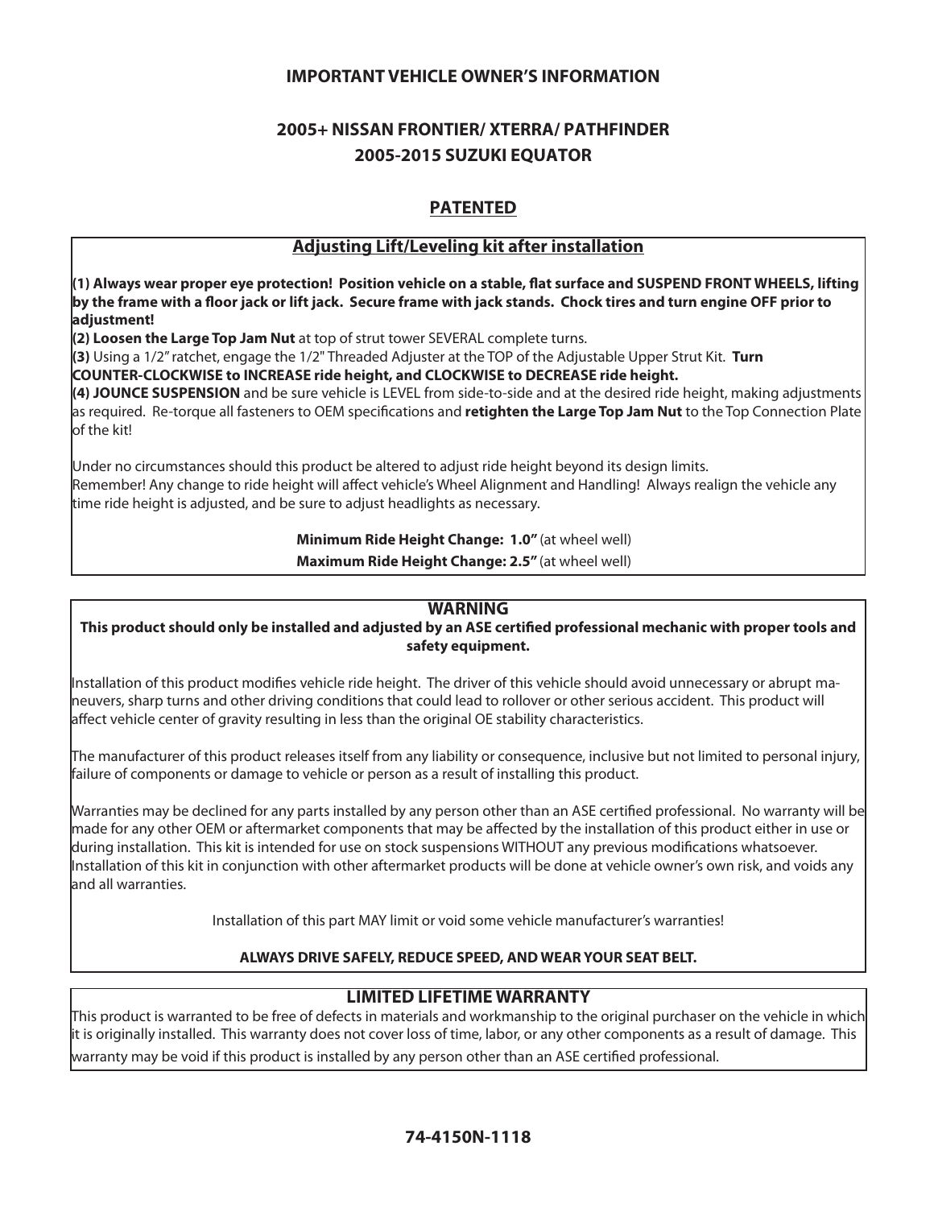**IMPORTANT VEHICLE OWNER'S INFORMATION**

## 2005+ NISSAN FRONTIER/ XTERRA/ PATHFINDER
## 2005-2015 SUZUKI EQUATOR

## PATENTED

### Adjusting Lift/Leveling kit after installation

**(1) Always wear proper eye protection! Position vehicle on a stable, flat surface and SUSPEND FRONT WHEELS, lifting by the frame with a floor jack or lift jack. Secure frame with jack stands. Chock tires and turn engine OFF prior to adjustment!**

**(2) Loosen the Large Top Jam Nut** at top of strut tower SEVERAL complete turns.

**(3)** Using a 1/2" ratchet, engage the 1/2" Threaded Adjuster at the TOP of the Adjustable Upper Strut Kit. **Turn COUNTER-CLOCKWISE to INCREASE ride height, and CLOCKWISE to DECREASE ride height.**

**(4) JOUNCE SUSPENSION** and be sure vehicle is LEVEL from side-to-side and at the desired ride height, making adjustments as required. Re-torque all fasteners to OEM specifications and **retighten the Large Top Jam Nut** to the Top Connection Plate of the kit!

Under no circumstances should this product be altered to adjust ride height beyond its design limits.
Remember! Any change to ride height will affect vehicle's Wheel Alignment and Handling! Always realign the vehicle any time ride height is adjusted, and be sure to adjust headlights as necessary.

**Minimum Ride Height Change: 1.0"** (at wheel well)

**Maximum Ride Height Change: 2.5"** (at wheel well)

### WARNING

**This product should only be installed and adjusted by an ASE certified professional mechanic with proper tools and safety equipment.**

Installation of this product modifies vehicle ride height. The driver of this vehicle should avoid unnecessary or abrupt maneuvers, sharp turns and other driving conditions that could lead to rollover or other serious accident. This product will affect vehicle center of gravity resulting in less than the original OE stability characteristics.

The manufacturer of this product releases itself from any liability or consequence, inclusive but not limited to personal injury, failure of components or damage to vehicle or person as a result of installing this product.

Warranties may be declined for any parts installed by any person other than an ASE certified professional. No warranty will be made for any other OEM or aftermarket components that may be affected by the installation of this product either in use or during installation. This kit is intended for use on stock suspensions WITHOUT any previous modifications whatsoever. Installation of this kit in conjunction with other aftermarket products will be done at vehicle owner's own risk, and voids any and all warranties.

Installation of this part MAY limit or void some vehicle manufacturer's warranties!

**ALWAYS DRIVE SAFELY, REDUCE SPEED, AND WEAR YOUR SEAT BELT.**

### LIMITED LIFETIME WARRANTY

This product is warranted to be free of defects in materials and workmanship to the original purchaser on the vehicle in which it is originally installed. This warranty does not cover loss of time, labor, or any other components as a result of damage. This warranty may be void if this product is installed by any person other than an ASE certified professional.

**74-4150N-1118**